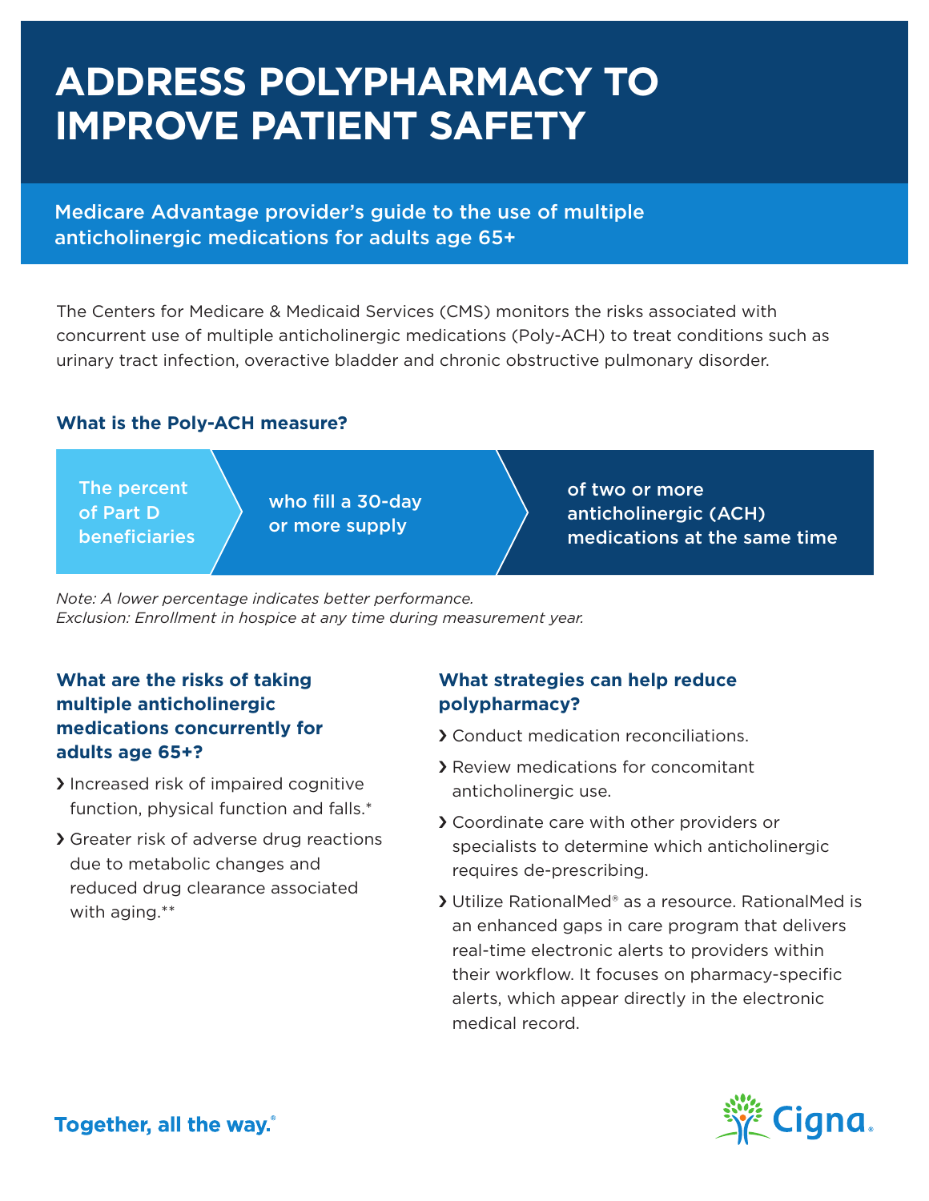# ADDRESS POLYPHARMACY TO IMPROVE PATIENT SAFETY

## Medicare Advantage provider's guide to the use of multiple anticholinergic medications for adults age 65+

The Centers for Medicare & Medicaid Services (CMS) monitors the risks associated with concurrent use of multiple anticholinergic medications (Poly-ACH) to treat conditions such as urinary tract infection, overactive bladder and chronic obstructive pulmonary disorder.

### What is the Poly-ACH measure?

The percent of Part D beneficiaries › who fill a 30-day or more supply › of two or more anticholinergic (ACH) medications at the same time

*Note: A lower percentage indicates better performance.*
*Exclusion: Enrollment in hospice at any time during measurement year.*

### What are the risks of taking multiple anticholinergic medications concurrently for adults age 65+?

- Increased risk of impaired cognitive function, physical function and falls.*
- Greater risk of adverse drug reactions due to metabolic changes and reduced drug clearance associated with aging.**

### What strategies can help reduce polypharmacy?

- Conduct medication reconciliations.
- Review medications for concomitant anticholinergic use.
- Coordinate care with other providers or specialists to determine which anticholinergic requires de-prescribing.
- Utilize RationalMed® as a resource. RationalMed is an enhanced gaps in care program that delivers real-time electronic alerts to providers within their workflow. It focuses on pharmacy-specific alerts, which appear directly in the electronic medical record.

Together, all the way.®

Cigna.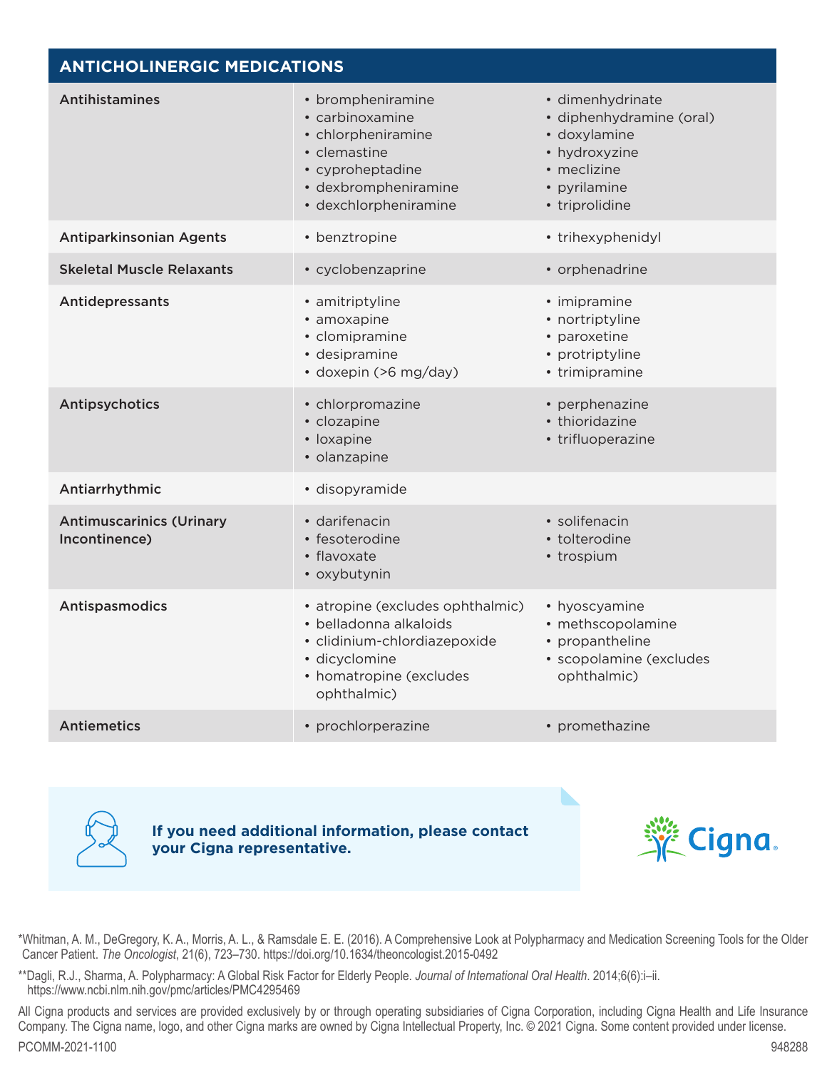| ANTICHOLINERGIC MEDICATIONS | | |
|---|---|---|
| **Antihistamines** | • brompheniramine<br>• carbinoxamine<br>• chlorpheniramine<br>• clemastine<br>• cyproheptadine<br>• dexbrompheniramine<br>• dexchlorpheniramine | • dimenhydrinate<br>• diphenhydramine (oral)<br>• doxylamine<br>• hydroxyzine<br>• meclizine<br>• pyrilamine<br>• triprolidine |
| **Antiparkinsonian Agents** | • benztropine | • trihexyphenidyl |
| **Skeletal Muscle Relaxants** | • cyclobenzaprine | • orphenadrine |
| **Antidepressants** | • amitriptyline<br>• amoxapine<br>• clomipramine<br>• desipramine<br>• doxepin (>6 mg/day) | • imipramine<br>• nortriptyline<br>• paroxetine<br>• protriptyline<br>• trimipramine |
| **Antipsychotics** | • chlorpromazine<br>• clozapine<br>• loxapine<br>• olanzapine | • perphenazine<br>• thioridazine<br>• trifluoperazine |
| **Antiarrhythmic** | • disopyramide | |
| **Antimuscarinics (Urinary Incontinence)** | • darifenacin<br>• fesoterodine<br>• flavoxate<br>• oxybutynin | • solifenacin<br>• tolterodine<br>• trospium |
| **Antispasmodics** | • atropine (excludes ophthalmic)<br>• belladonna alkaloids<br>• clidinium-chlordiazepoxide<br>• dicyclomine<br>• homatropine (excludes ophthalmic) | • hyoscyamine<br>• methscopolamine<br>• propantheline<br>• scopolamine (excludes ophthalmic) |
| **Antiemetics** | • prochlorperazine | • promethazine |

**If you need additional information, please contact your Cigna representative.**

Cigna.

*Whitman, A. M., DeGregory, K. A., Morris, A. L., & Ramsdale E. E. (2016). A Comprehensive Look at Polypharmacy and Medication Screening Tools for the Older Cancer Patient. *The Oncologist*, 21(6), 723–730. https://doi.org/10.1634/theoncologist.2015-0492

**Dagli, R.J., Sharma, A. Polypharmacy: A Global Risk Factor for Elderly People. *Journal of International Oral Health*. 2014;6(6):i–ii. https://www.ncbi.nlm.nih.gov/pmc/articles/PMC4295469

All Cigna products and services are provided exclusively by or through operating subsidiaries of Cigna Corporation, including Cigna Health and Life Insurance Company. The Cigna name, logo, and other Cigna marks are owned by Cigna Intellectual Property, Inc. © 2021 Cigna. Some content provided under license.

PCOMM-2021-1100 948288